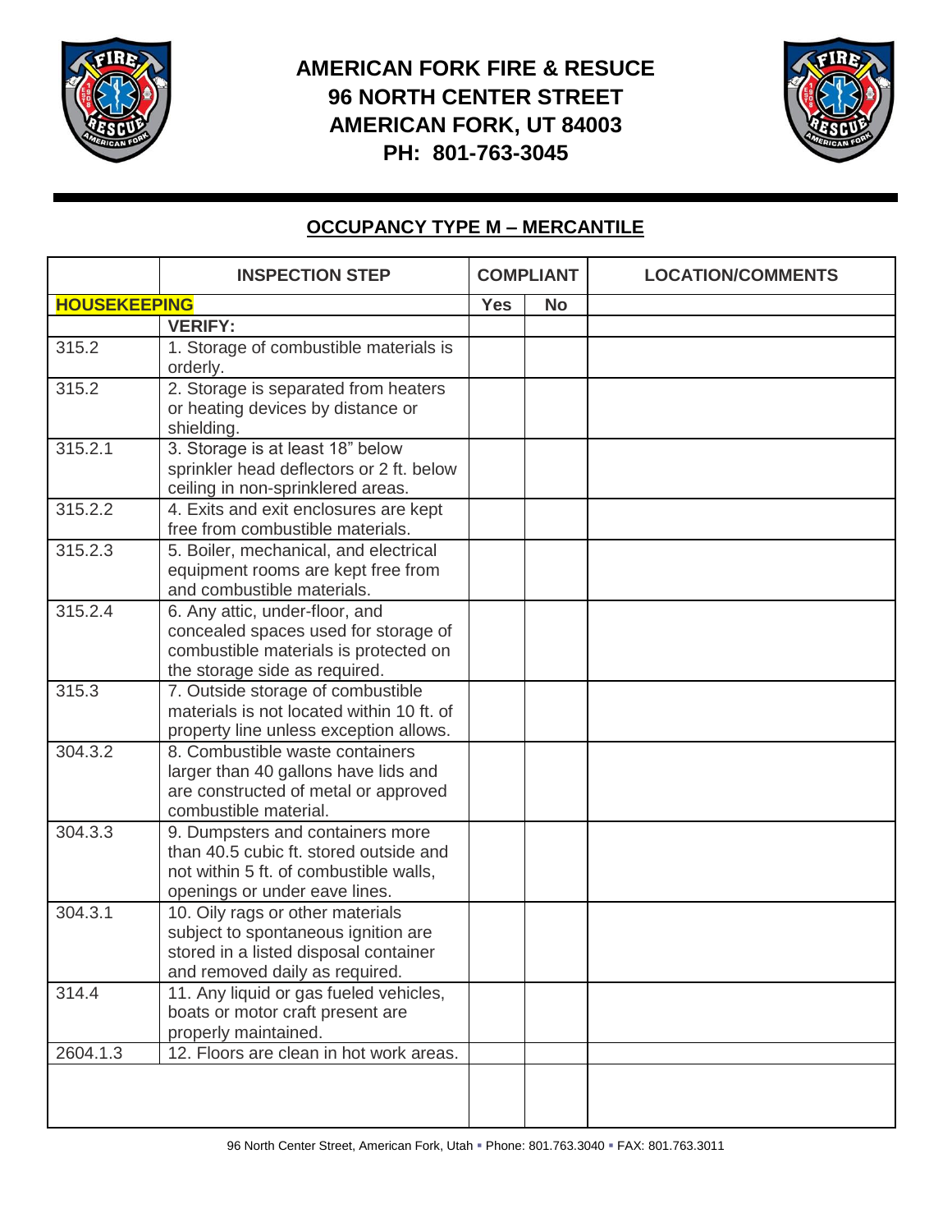# AMERICAN FORK FIRE & RESUCE
## 96 NORTH CENTER STREET
## AMERICAN FORK, UT 84003
## PH: 801-763-3045

## OCCUPANCY TYPE M – MERCANTILE

| | INSPECTION STEP | COMPLIANT | | LOCATION/COMMENTS |
|---|---|---|---|---|
| **HOUSEKEEPING** | | **Yes** | **No** | |
| | **VERIFY:** | | | |
| 315.2 | 1. Storage of combustible materials is orderly. | | | |
| 315.2 | 2. Storage is separated from heaters or heating devices by distance or shielding. | | | |
| 315.2.1 | 3. Storage is at least 18" below sprinkler head deflectors or 2 ft. below ceiling in non-sprinklered areas. | | | |
| 315.2.2 | 4. Exits and exit enclosures are kept free from combustible materials. | | | |
| 315.2.3 | 5. Boiler, mechanical, and electrical equipment rooms are kept free from and combustible materials. | | | |
| 315.2.4 | 6. Any attic, under-floor, and concealed spaces used for storage of combustible materials is protected on the storage side as required. | | | |
| 315.3 | 7. Outside storage of combustible materials is not located within 10 ft. of property line unless exception allows. | | | |
| 304.3.2 | 8. Combustible waste containers larger than 40 gallons have lids and are constructed of metal or approved combustible material. | | | |
| 304.3.3 | 9. Dumpsters and containers more than 40.5 cubic ft. stored outside and not within 5 ft. of combustible walls, openings or under eave lines. | | | |
| 304.3.1 | 10. Oily rags or other materials subject to spontaneous ignition are stored in a listed disposal container and removed daily as required. | | | |
| 314.4 | 11. Any liquid or gas fueled vehicles, boats or motor craft present are properly maintained. | | | |
| 2604.1.3 | 12. Floors are clean in hot work areas. | | | |
| | | | | |

96 North Center Street, American Fork, Utah ▪ Phone: 801.763.3040 ▪ FAX: 801.763.3011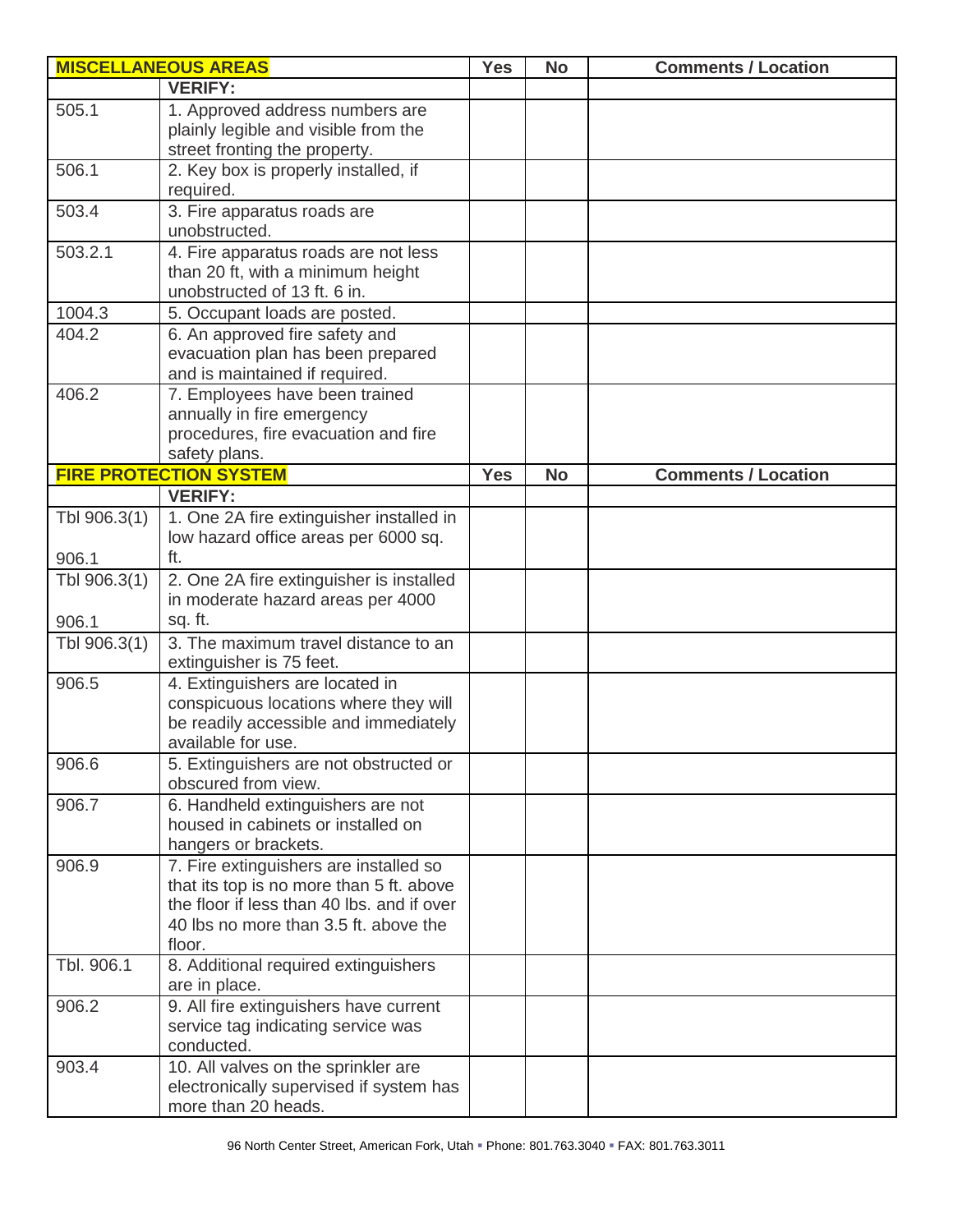| **MISCELLANEOUS AREAS** | | **Yes** | **No** | **Comments / Location** |
|---|---|---|---|---|
| | **VERIFY:** | | | |
| 505.1 | 1. Approved address numbers are plainly legible and visible from the street fronting the property. | | | |
| 506.1 | 2. Key box is properly installed, if required. | | | |
| 503.4 | 3. Fire apparatus roads are unobstructed. | | | |
| 503.2.1 | 4. Fire apparatus roads are not less than 20 ft, with a minimum height unobstructed of 13 ft. 6 in. | | | |
| 1004.3 | 5. Occupant loads are posted. | | | |
| 404.2 | 6. An approved fire safety and evacuation plan has been prepared and is maintained if required. | | | |
| 406.2 | 7. Employees have been trained annually in fire emergency procedures, fire evacuation and fire safety plans. | | | |

| **FIRE PROTECTION SYSTEM** | | **Yes** | **No** | **Comments / Location** |
|---|---|---|---|---|
| | **VERIFY:** | | | |
| Tbl 906.3(1) 906.1 | 1. One 2A fire extinguisher installed in low hazard office areas per 6000 sq. ft. | | | |
| Tbl 906.3(1) 906.1 | 2. One 2A fire extinguisher is installed in moderate hazard areas per 4000 sq. ft. | | | |
| Tbl 906.3(1) | 3. The maximum travel distance to an extinguisher is 75 feet. | | | |
| 906.5 | 4. Extinguishers are located in conspicuous locations where they will be readily accessible and immediately available for use. | | | |
| 906.6 | 5. Extinguishers are not obstructed or obscured from view. | | | |
| 906.7 | 6. Handheld extinguishers are not housed in cabinets or installed on hangers or brackets. | | | |
| 906.9 | 7. Fire extinguishers are installed so that its top is no more than 5 ft. above the floor if less than 40 lbs. and if over 40 lbs no more than 3.5 ft. above the floor. | | | |
| Tbl. 906.1 | 8. Additional required extinguishers are in place. | | | |
| 906.2 | 9. All fire extinguishers have current service tag indicating service was conducted. | | | |
| 903.4 | 10. All valves on the sprinkler are electronically supervised if system has more than 20 heads. | | | |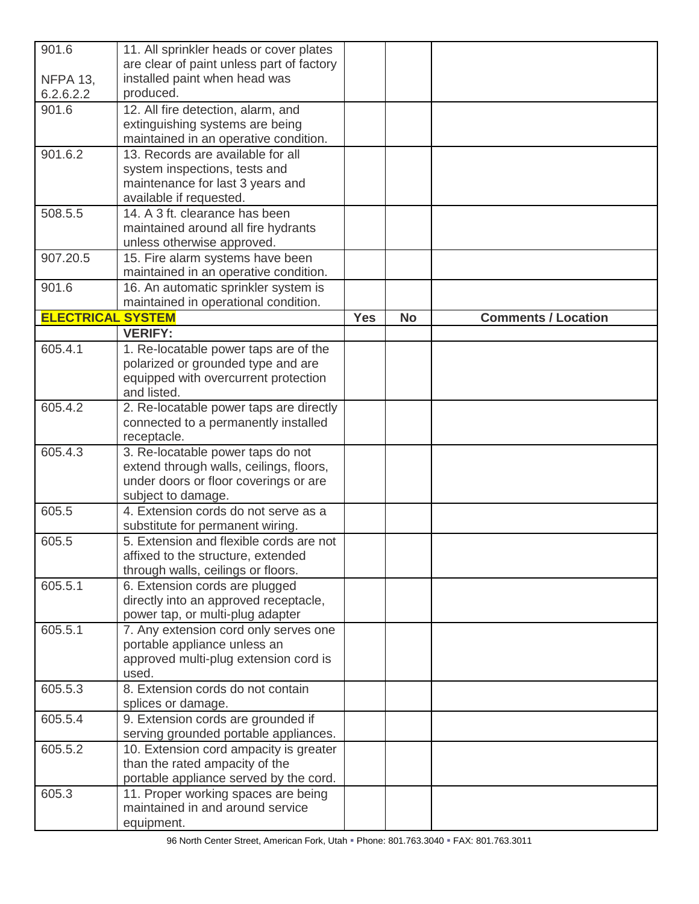| | | | | |
|---|---|---|---|---|
| 901.6<br><br>NFPA 13, 6.2.6.2.2 | 11. All sprinkler heads or cover plates are clear of paint unless part of factory installed paint when head was produced. | | | |
| 901.6 | 12. All fire detection, alarm, and extinguishing systems are being maintained in an operative condition. | | | |
| 901.6.2 | 13. Records are available for all system inspections, tests and maintenance for last 3 years and available if requested. | | | |
| 508.5.5 | 14. A 3 ft. clearance has been maintained around all fire hydrants unless otherwise approved. | | | |
| 907.20.5 | 15. Fire alarm systems have been maintained in an operative condition. | | | |
| 901.6 | 16. An automatic sprinkler system is maintained in operational condition. | | | |
| **ELECTRICAL SYSTEM** | | **Yes** | **No** | **Comments / Location** |
| | **VERIFY:** | | | |
| 605.4.1 | 1. Re-locatable power taps are of the polarized or grounded type and are equipped with overcurrent protection and listed. | | | |
| 605.4.2 | 2. Re-locatable power taps are directly connected to a permanently installed receptacle. | | | |
| 605.4.3 | 3. Re-locatable power taps do not extend through walls, ceilings, floors, under doors or floor coverings or are subject to damage. | | | |
| 605.5 | 4. Extension cords do not serve as a substitute for permanent wiring. | | | |
| 605.5 | 5. Extension and flexible cords are not affixed to the structure, extended through walls, ceilings or floors. | | | |
| 605.5.1 | 6. Extension cords are plugged directly into an approved receptacle, power tap, or multi-plug adapter | | | |
| 605.5.1 | 7. Any extension cord only serves one portable appliance unless an approved multi-plug extension cord is used. | | | |
| 605.5.3 | 8. Extension cords do not contain splices or damage. | | | |
| 605.5.4 | 9. Extension cords are grounded if serving grounded portable appliances. | | | |
| 605.5.2 | 10. Extension cord ampacity is greater than the rated ampacity of the portable appliance served by the cord. | | | |
| 605.3 | 11. Proper working spaces are being maintained in and around service equipment. | | | |

96 North Center Street, American Fork, Utah ▪ Phone: 801.763.3040 ▪ FAX: 801.763.3011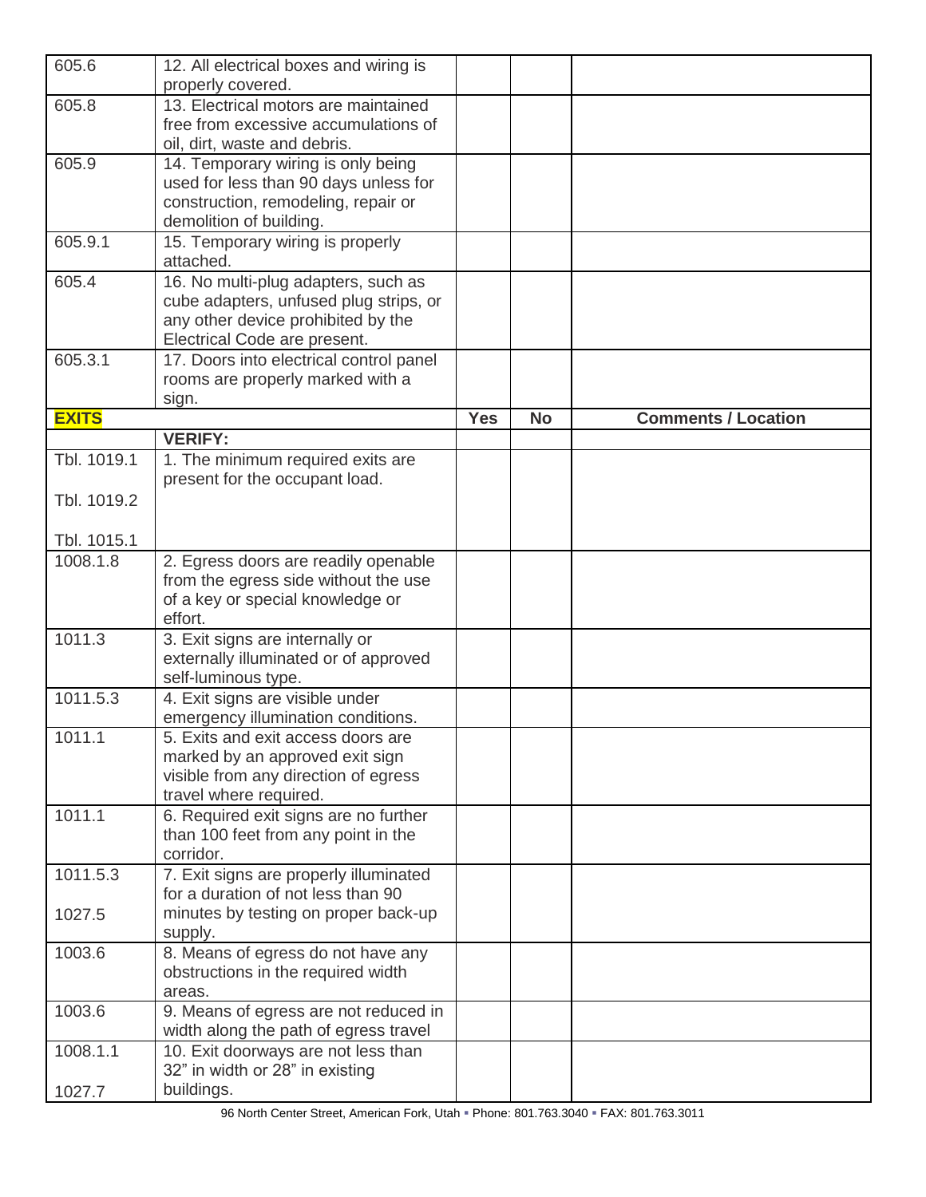| | | | | |
|---|---|---|---|---|
| 605.6 | 12. All electrical boxes and wiring is properly covered. | | | |
| 605.8 | 13. Electrical motors are maintained free from excessive accumulations of oil, dirt, waste and debris. | | | |
| 605.9 | 14. Temporary wiring is only being used for less than 90 days unless for construction, remodeling, repair or demolition of building. | | | |
| 605.9.1 | 15. Temporary wiring is properly attached. | | | |
| 605.4 | 16. No multi-plug adapters, such as cube adapters, unfused plug strips, or any other device prohibited by the Electrical Code are present. | | | |
| 605.3.1 | 17. Doors into electrical control panel rooms are properly marked with a sign. | | | |

| **EXITS** | | **Yes** | **No** | **Comments / Location** |
|---|---|---|---|---|
| | **VERIFY:** | | | |
| Tbl. 1019.1<br>Tbl. 1019.2<br>Tbl. 1015.1 | 1. The minimum required exits are present for the occupant load. | | | |
| 1008.1.8 | 2. Egress doors are readily openable from the egress side without the use of a key or special knowledge or effort. | | | |
| 1011.3 | 3. Exit signs are internally or externally illuminated or of approved self-luminous type. | | | |
| 1011.5.3 | 4. Exit signs are visible under emergency illumination conditions. | | | |
| 1011.1 | 5. Exits and exit access doors are marked by an approved exit sign visible from any direction of egress travel where required. | | | |
| 1011.1 | 6. Required exit signs are no further than 100 feet from any point in the corridor. | | | |
| 1011.5.3<br>1027.5 | 7. Exit signs are properly illuminated for a duration of not less than 90 minutes by testing on proper back-up supply. | | | |
| 1003.6 | 8. Means of egress do not have any obstructions in the required width areas. | | | |
| 1003.6 | 9. Means of egress are not reduced in width along the path of egress travel | | | |
| 1008.1.1<br>1027.7 | 10. Exit doorways are not less than 32" in width or 28" in existing buildings. | | | |

96 North Center Street, American Fork, Utah ▪ Phone: 801.763.3040 ▪ FAX: 801.763.3011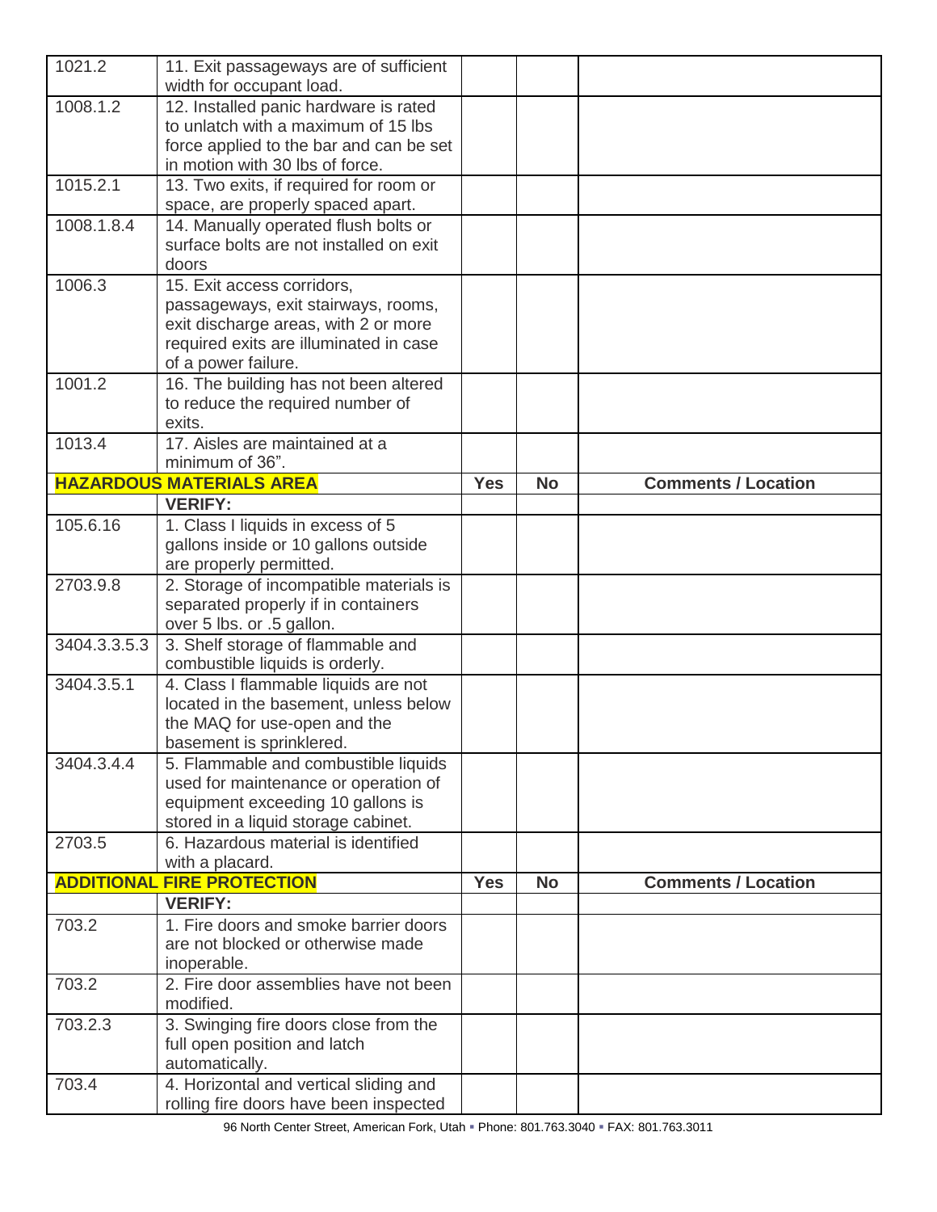| | | | | |
|---|---|---|---|---|
| 1021.2 | 11. Exit passageways are of sufficient width for occupant load. | | | |
| 1008.1.2 | 12. Installed panic hardware is rated to unlatch with a maximum of 15 lbs force applied to the bar and can be set in motion with 30 lbs of force. | | | |
| 1015.2.1 | 13. Two exits, if required for room or space, are properly spaced apart. | | | |
| 1008.1.8.4 | 14. Manually operated flush bolts or surface bolts are not installed on exit doors | | | |
| 1006.3 | 15. Exit access corridors, passageways, exit stairways, rooms, exit discharge areas, with 2 or more required exits are illuminated in case of a power failure. | | | |
| 1001.2 | 16. The building has not been altered to reduce the required number of exits. | | | |
| 1013.4 | 17. Aisles are maintained at a minimum of 36". | | | |
| **HAZARDOUS MATERIALS AREA** | | **Yes** | **No** | **Comments / Location** |
| | **VERIFY:** | | | |
| 105.6.16 | 1. Class I liquids in excess of 5 gallons inside or 10 gallons outside are properly permitted. | | | |
| 2703.9.8 | 2. Storage of incompatible materials is separated properly if in containers over 5 lbs. or .5 gallon. | | | |
| 3404.3.3.5.3 | 3. Shelf storage of flammable and combustible liquids is orderly. | | | |
| 3404.3.5.1 | 4. Class I flammable liquids are not located in the basement, unless below the MAQ for use-open and the basement is sprinklered. | | | |
| 3404.3.4.4 | 5. Flammable and combustible liquids used for maintenance or operation of equipment exceeding 10 gallons is stored in a liquid storage cabinet. | | | |
| 2703.5 | 6. Hazardous material is identified with a placard. | | | |
| **ADDITIONAL FIRE PROTECTION** | | **Yes** | **No** | **Comments / Location** |
| | **VERIFY:** | | | |
| 703.2 | 1. Fire doors and smoke barrier doors are not blocked or otherwise made inoperable. | | | |
| 703.2 | 2. Fire door assemblies have not been modified. | | | |
| 703.2.3 | 3. Swinging fire doors close from the full open position and latch automatically. | | | |
| 703.4 | 4. Horizontal and vertical sliding and rolling fire doors have been inspected | | | |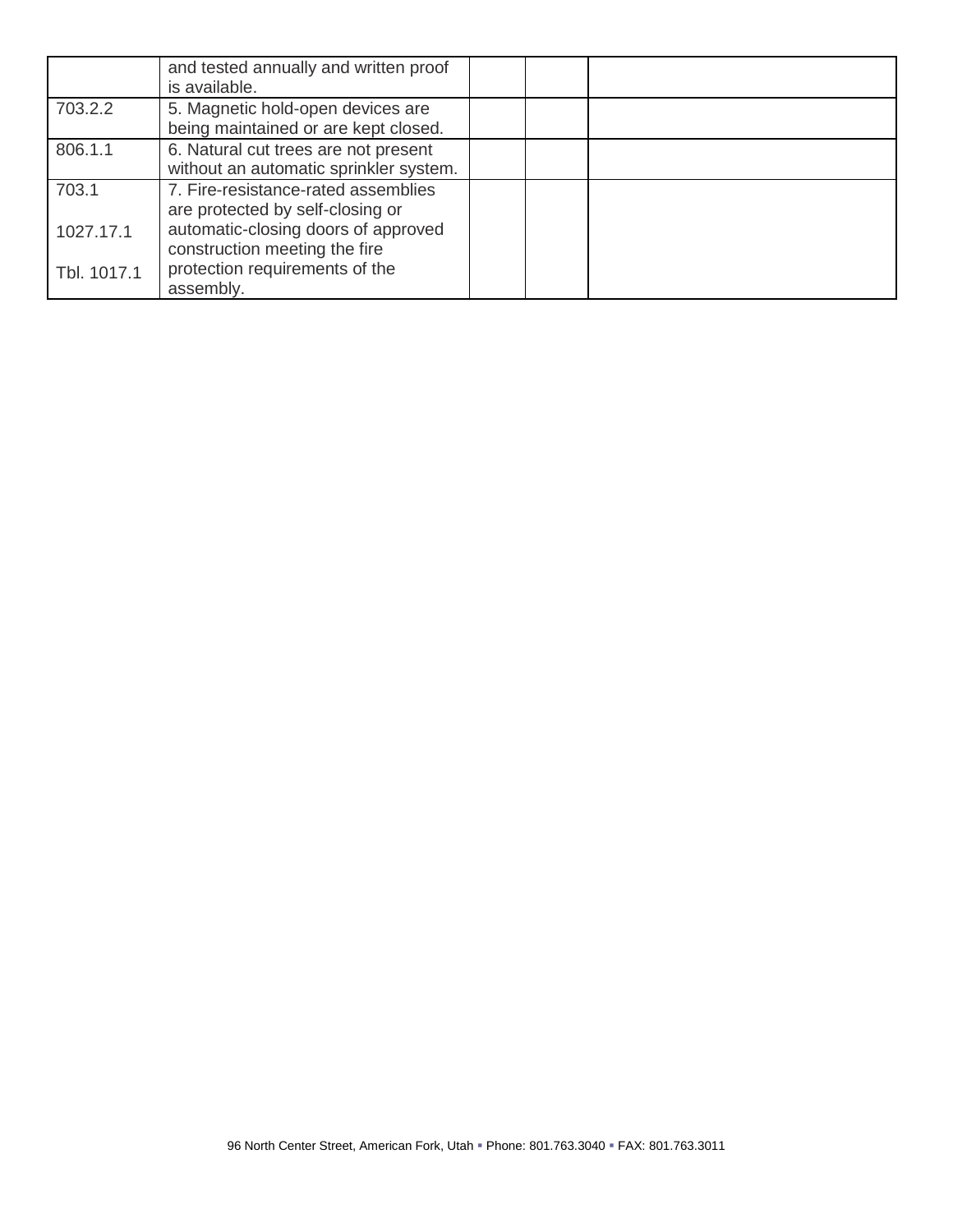| | | | | |
|---|---|---|---|---|
| | and tested annually and written proof is available. | | | |
| 703.2.2 | 5. Magnetic hold-open devices are being maintained or are kept closed. | | | |
| 806.1.1 | 6. Natural cut trees are not present without an automatic sprinkler system. | | | |
| 703.1<br><br>1027.17.1<br><br>Tbl. 1017.1 | 7. Fire-resistance-rated assemblies are protected by self-closing or automatic-closing doors of approved construction meeting the fire protection requirements of the assembly. | | | |

96 North Center Street, American Fork, Utah ▪ Phone: 801.763.3040 ▪ FAX: 801.763.3011